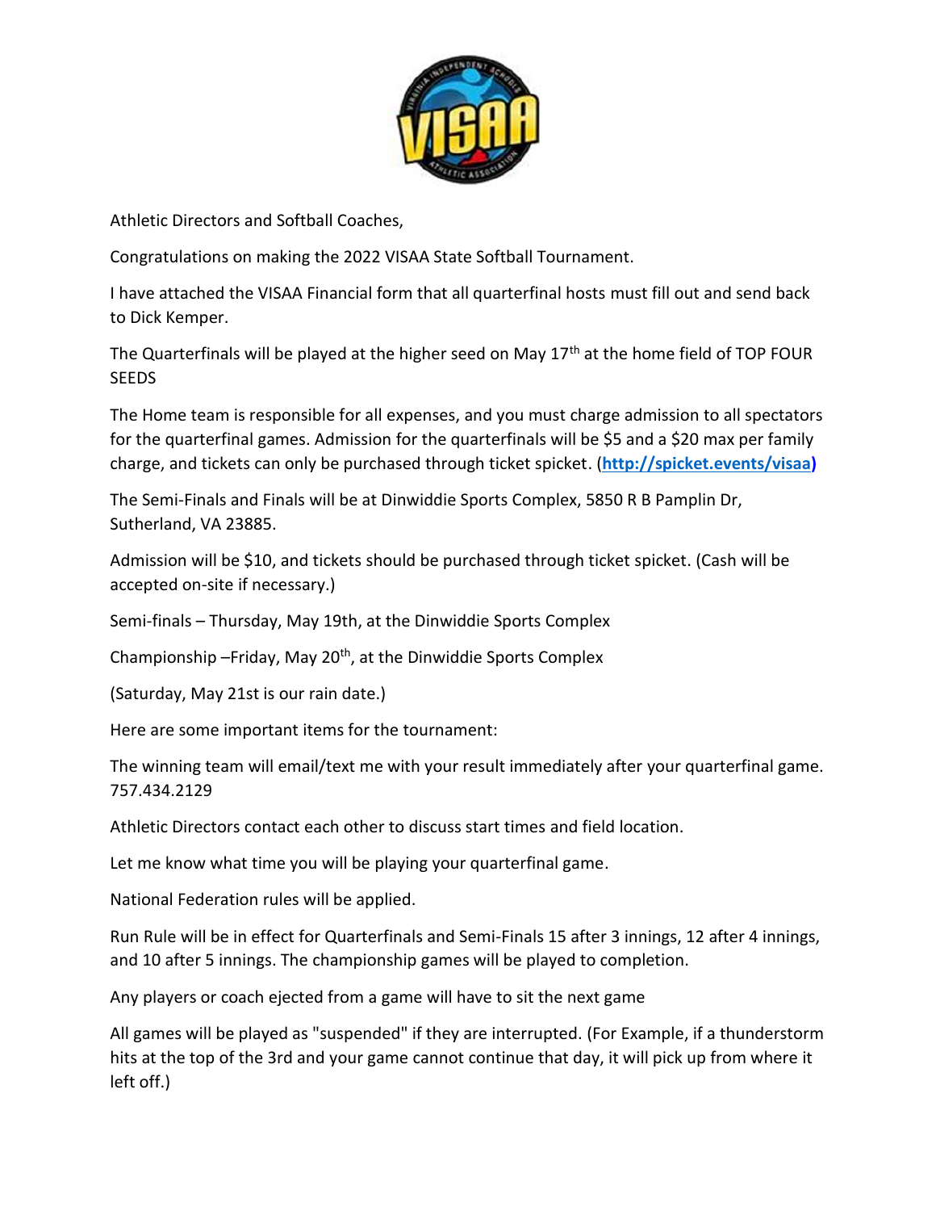Athletic Directors and Softball Coaches,

Congratulations on making the 2022 VISAA State Softball Tournament.

I have attached the VISAA Financial form that all quarterfinal hosts must fill out and send back to Dick Kemper.

The Quarterfinals will be played at the higher seed on May 17th at the home field of TOP FOUR SEEDS

The Home team is responsible for all expenses, and you must charge admission to all spectators for the quarterfinal games. Admission for the quarterfinals will be $5 and a $20 max per family charge, and tickets can only be purchased through ticket spicket. (**http://spicket.events/visaa)**

The Semi-Finals and Finals will be at Dinwiddie Sports Complex, 5850 R B Pamplin Dr, Sutherland, VA 23885.

Admission will be $10, and tickets should be purchased through ticket spicket. (Cash will be accepted on-site if necessary.)

Semi-finals – Thursday, May 19th, at the Dinwiddie Sports Complex

Championship –Friday, May 20th, at the Dinwiddie Sports Complex

(Saturday, May 21st is our rain date.)

Here are some important items for the tournament:

The winning team will email/text me with your result immediately after your quarterfinal game. 757.434.2129

Athletic Directors contact each other to discuss start times and field location.

Let me know what time you will be playing your quarterfinal game.

National Federation rules will be applied.

Run Rule will be in effect for Quarterfinals and Semi-Finals 15 after 3 innings, 12 after 4 innings, and 10 after 5 innings. The championship games will be played to completion.

Any players or coach ejected from a game will have to sit the next game

All games will be played as "suspended" if they are interrupted. (For Example, if a thunderstorm hits at the top of the 3rd and your game cannot continue that day, it will pick up from where it left off.)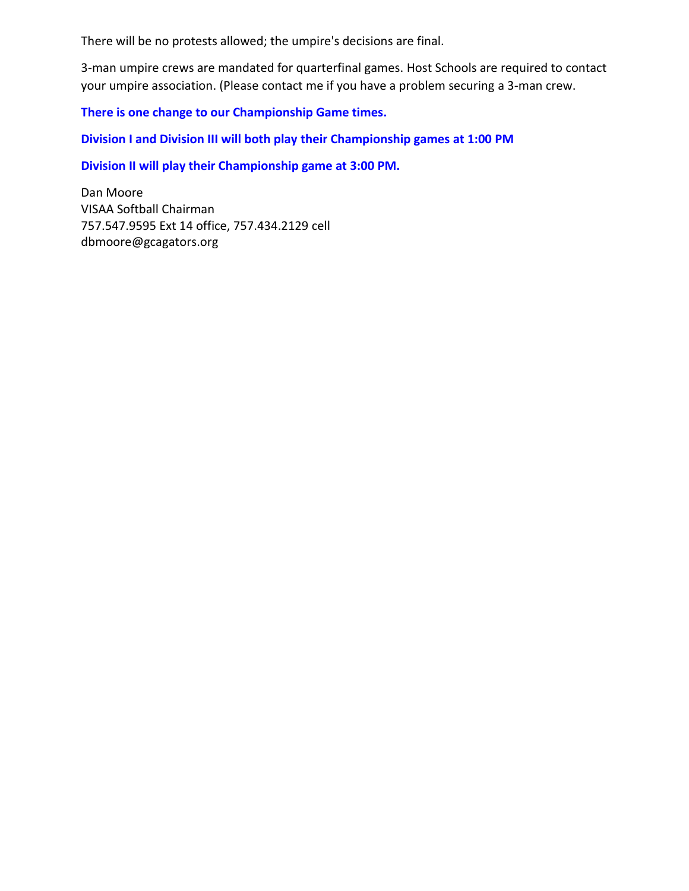There will be no protests allowed; the umpire's decisions are final.

3-man umpire crews are mandated for quarterfinal games. Host Schools are required to contact your umpire association. (Please contact me if you have a problem securing a 3-man crew.

**There is one change to our Championship Game times.**

**Division I and Division III will both play their Championship games at 1:00 PM**

**Division II will play their Championship game at 3:00 PM.**

Dan Moore  
VISAA Softball Chairman  
757.547.9595 Ext 14 office, 757.434.2129 cell  
dbmoore@gcagators.org